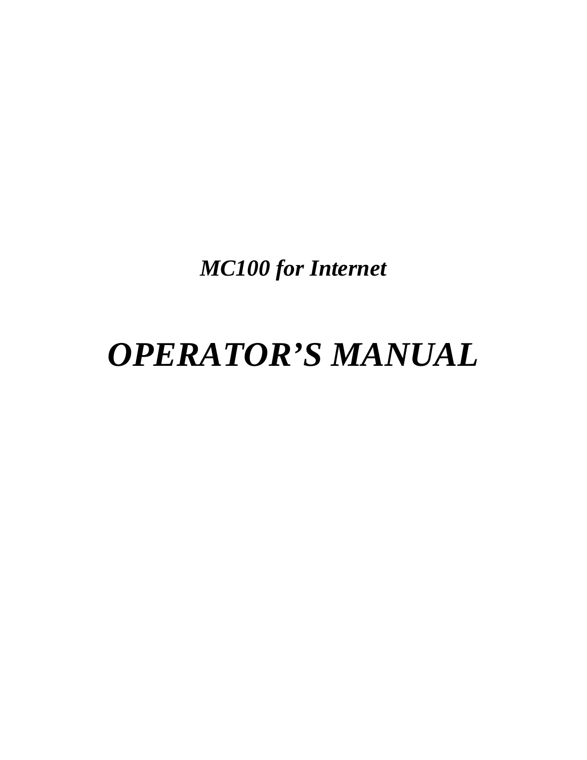***MC100 for Internet***

# *OPERATOR'S MANUAL*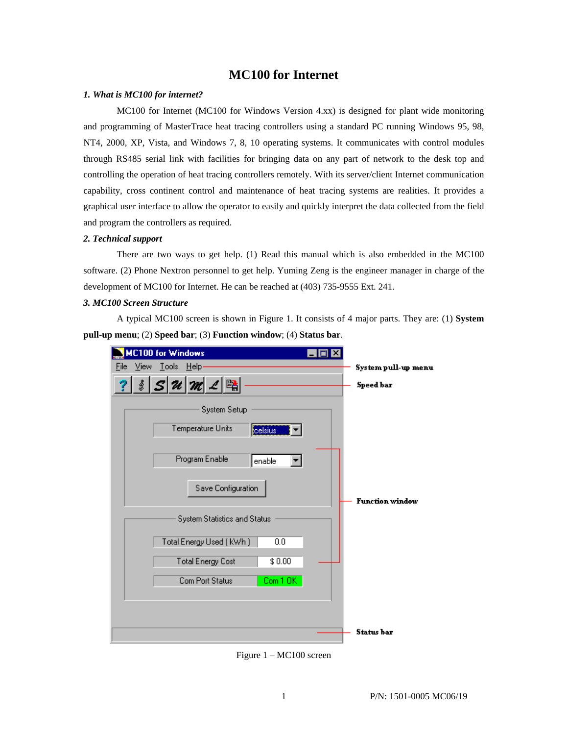# MC100 for Internet

## *1. What is MC100 for internet?*

MC100 for Internet (MC100 for Windows Version 4.xx) is designed for plant wide monitoring and programming of MasterTrace heat tracing controllers using a standard PC running Windows 95, 98, NT4, 2000, XP, Vista, and Windows 7, 8, 10 operating systems. It communicates with control modules through RS485 serial link with facilities for bringing data on any part of network to the desk top and controlling the operation of heat tracing controllers remotely. With its server/client Internet communication capability, cross continent control and maintenance of heat tracing systems are realities. It provides a graphical user interface to allow the operator to easily and quickly interpret the data collected from the field and program the controllers as required.

## *2. Technical support*

There are two ways to get help. (1) Read this manual which is also embedded in the MC100 software. (2) Phone Nextron personnel to get help. Yuming Zeng is the engineer manager in charge of the development of MC100 for Internet. He can be reached at (403) 735-9555 Ext. 241.

## *3. MC100 Screen Structure*

A typical MC100 screen is shown in Figure 1. It consists of 4 major parts. They are: (1) **System pull-up menu**; (2) **Speed bar**; (3) **Function window**; (4) **Status bar**.

Figure 1 – MC100 screen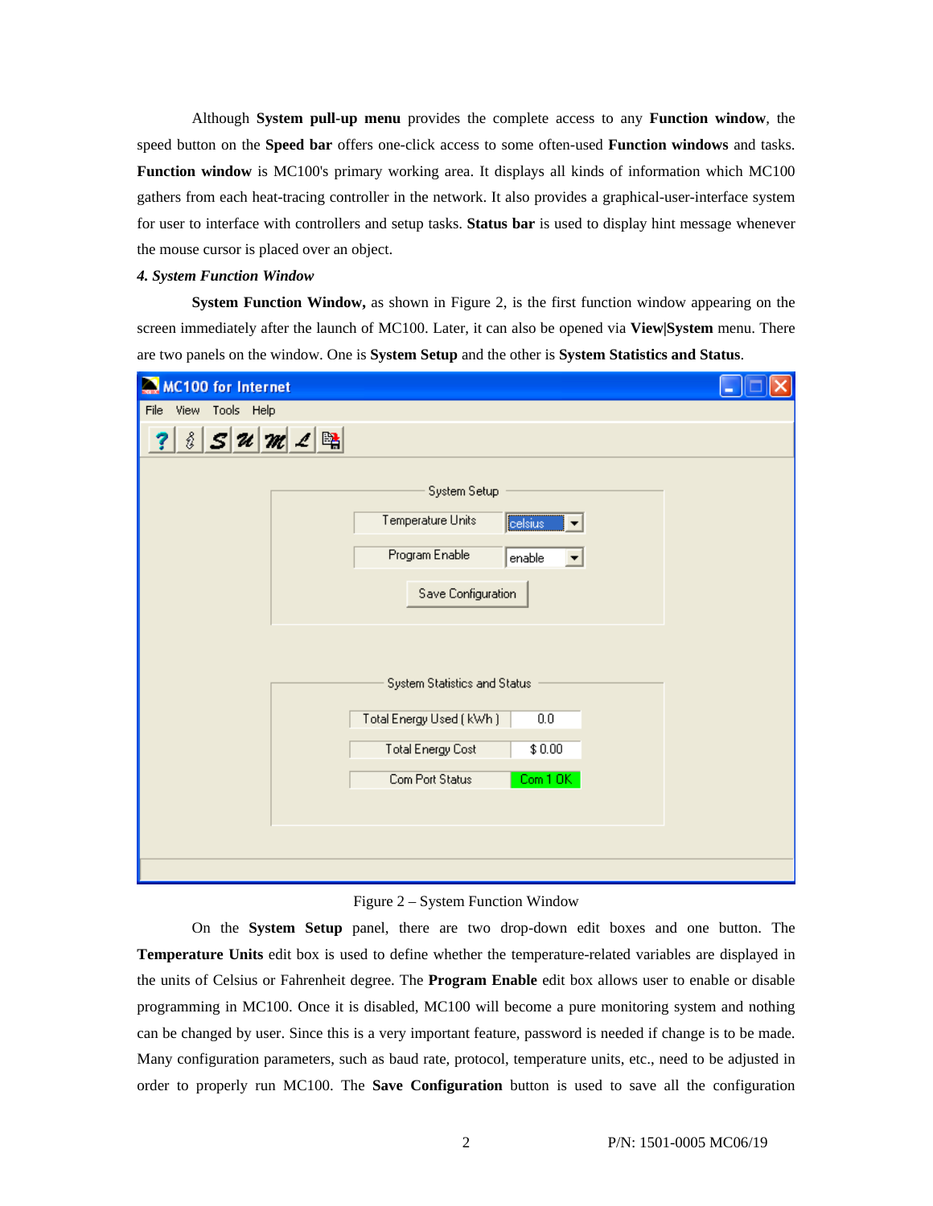Although **System pull-up menu** provides the complete access to any **Function window**, the speed button on the **Speed bar** offers one-click access to some often-used **Function windows** and tasks. **Function window** is MC100's primary working area. It displays all kinds of information which MC100 gathers from each heat-tracing controller in the network. It also provides a graphical-user-interface system for user to interface with controllers and setup tasks. **Status bar** is used to display hint message whenever the mouse cursor is placed over an object.

***4. System Function Window***

**System Function Window,** as shown in Figure 2, is the first function window appearing on the screen immediately after the launch of MC100. Later, it can also be opened via **View|System** menu. There are two panels on the window. One is **System Setup** and the other is **System Statistics and Status**.

Figure 2 – System Function Window

On the **System Setup** panel, there are two drop-down edit boxes and one button. The **Temperature Units** edit box is used to define whether the temperature-related variables are displayed in the units of Celsius or Fahrenheit degree. The **Program Enable** edit box allows user to enable or disable programming in MC100. Once it is disabled, MC100 will become a pure monitoring system and nothing can be changed by user. Since this is a very important feature, password is needed if change is to be made. Many configuration parameters, such as baud rate, protocol, temperature units, etc., need to be adjusted in order to properly run MC100. The **Save Configuration** button is used to save all the configuration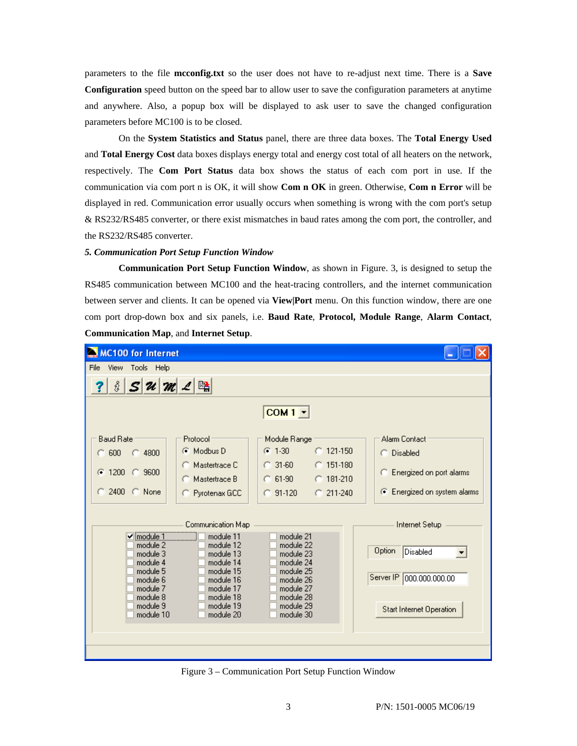parameters to the file **mcconfig.txt** so the user does not have to re-adjust next time. There is a **Save Configuration** speed button on the speed bar to allow user to save the configuration parameters at anytime and anywhere. Also, a popup box will be displayed to ask user to save the changed configuration parameters before MC100 is to be closed.

On the **System Statistics and Status** panel, there are three data boxes. The **Total Energy Used** and **Total Energy Cost** data boxes displays energy total and energy cost total of all heaters on the network, respectively. The **Com Port Status** data box shows the status of each com port in use. If the communication via com port n is OK, it will show **Com n OK** in green. Otherwise, **Com n Error** will be displayed in red. Communication error usually occurs when something is wrong with the com port's setup & RS232/RS485 converter, or there exist mismatches in baud rates among the com port, the controller, and the RS232/RS485 converter.

### *5. Communication Port Setup Function Window*

**Communication Port Setup Function Window**, as shown in Figure. 3, is designed to setup the RS485 communication between MC100 and the heat-tracing controllers, and the internet communication between server and clients. It can be opened via **View|Port** menu. On this function window, there are one com port drop-down box and six panels, i.e. **Baud Rate**, **Protocol, Module Range**, **Alarm Contact**, **Communication Map**, and **Internet Setup**.

Figure 3 – Communication Port Setup Function Window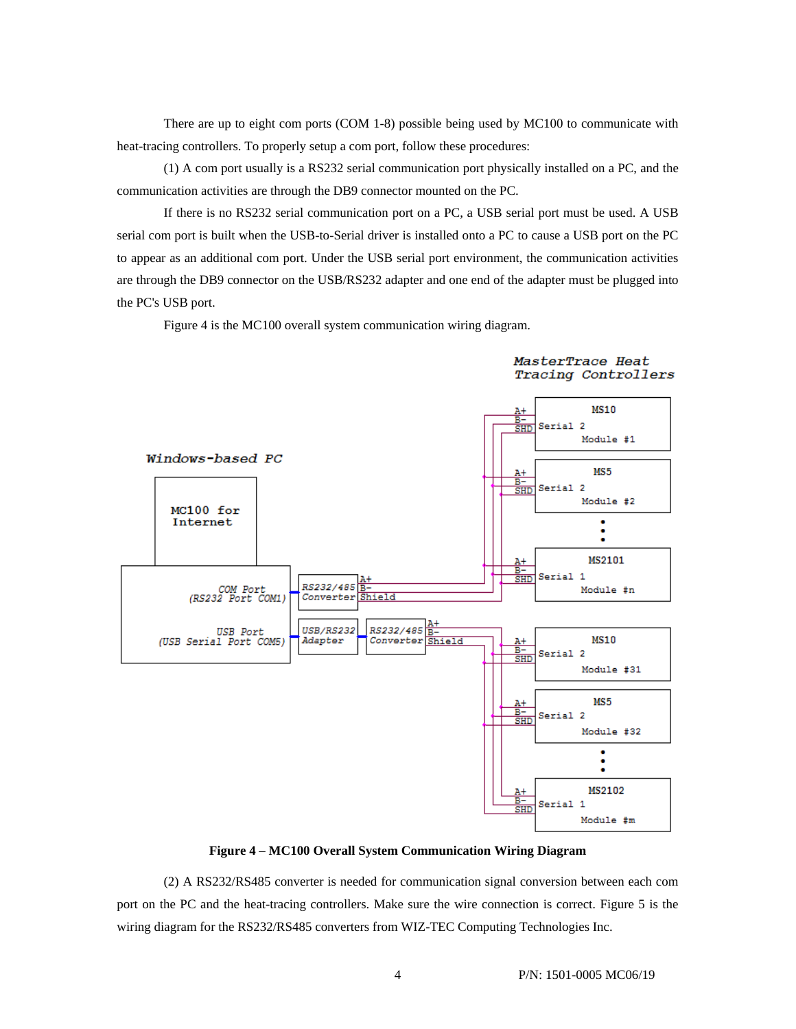There are up to eight com ports (COM 1-8) possible being used by MC100 to communicate with heat-tracing controllers. To properly setup a com port, follow these procedures:

(1) A com port usually is a RS232 serial communication port physically installed on a PC, and the communication activities are through the DB9 connector mounted on the PC.

If there is no RS232 serial communication port on a PC, a USB serial port must be used. A USB serial com port is built when the USB-to-Serial driver is installed onto a PC to cause a USB port on the PC to appear as an additional com port. Under the USB serial port environment, the communication activities are through the DB9 connector on the USB/RS232 adapter and one end of the adapter must be plugged into the PC's USB port.

Figure 4 is the MC100 overall system communication wiring diagram.

MasterTrace Heat Tracing Controllers

Windows-based PC

MC100 for Internet

COM Port (RS232 Port COM1)

USB Port (USB Serial Port COM5)

RS232/485 Converter — A+, B-, Shield

USB/RS232 Adapter

RS232/485 Converter — A+, B-, Shield

MS10 — A+, B-, SHD — Serial 2 — Module #1

MS5 — A+, B-, SHD — Serial 2 — Module #2

MS2101 — A+, B-, SHD — Serial 1 — Module #n

MS10 — A+, B-, SHD — Serial 2 — Module #31

MS5 — A+, B-, SHD — Serial 2 — Module #32

MS2102 — A+, B-, SHD — Serial 1 — Module #m

**Figure 4 – MC100 Overall System Communication Wiring Diagram**

(2) A RS232/RS485 converter is needed for communication signal conversion between each com port on the PC and the heat-tracing controllers. Make sure the wire connection is correct. Figure 5 is the wiring diagram for the RS232/RS485 converters from WIZ-TEC Computing Technologies Inc.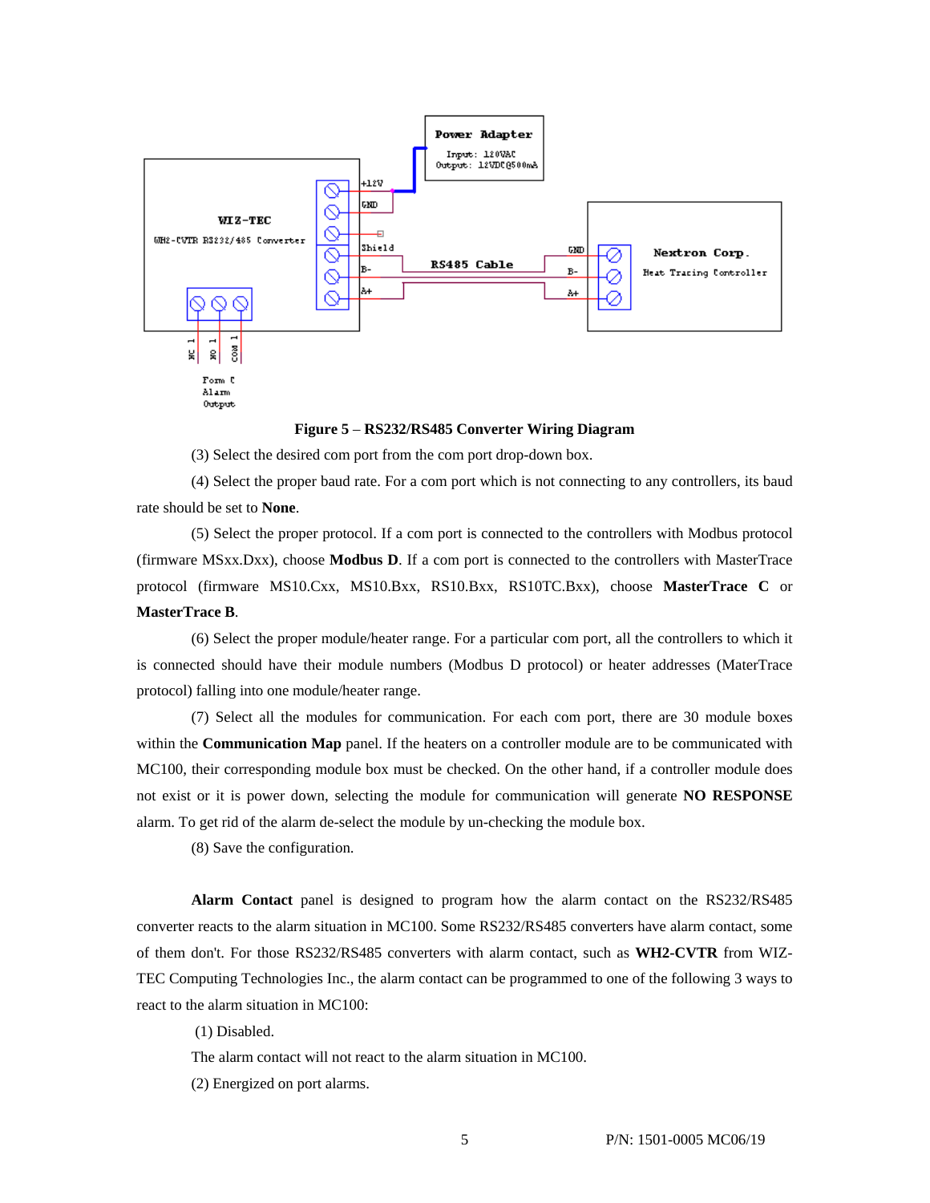Figure 5 – RS232/RS485 Converter Wiring Diagram

(3) Select the desired com port from the com port drop-down box.

(4) Select the proper baud rate. For a com port which is not connecting to any controllers, its baud rate should be set to **None**.

(5) Select the proper protocol. If a com port is connected to the controllers with Modbus protocol (firmware MSxx.Dxx), choose **Modbus D**. If a com port is connected to the controllers with MasterTrace protocol (firmware MS10.Cxx, MS10.Bxx, RS10.Bxx, RS10TC.Bxx), choose **MasterTrace C** or **MasterTrace B**.

(6) Select the proper module/heater range. For a particular com port, all the controllers to which it is connected should have their module numbers (Modbus D protocol) or heater addresses (MaterTrace protocol) falling into one module/heater range.

(7) Select all the modules for communication. For each com port, there are 30 module boxes within the **Communication Map** panel. If the heaters on a controller module are to be communicated with MC100, their corresponding module box must be checked. On the other hand, if a controller module does not exist or it is power down, selecting the module for communication will generate **NO RESPONSE** alarm. To get rid of the alarm de-select the module by un-checking the module box.

(8) Save the configuration.

**Alarm Contact** panel is designed to program how the alarm contact on the RS232/RS485 converter reacts to the alarm situation in MC100. Some RS232/RS485 converters have alarm contact, some of them don't. For those RS232/RS485 converters with alarm contact, such as **WH2-CVTR** from WIZ-TEC Computing Technologies Inc., the alarm contact can be programmed to one of the following 3 ways to react to the alarm situation in MC100:

(1) Disabled.

The alarm contact will not react to the alarm situation in MC100.

(2) Energized on port alarms.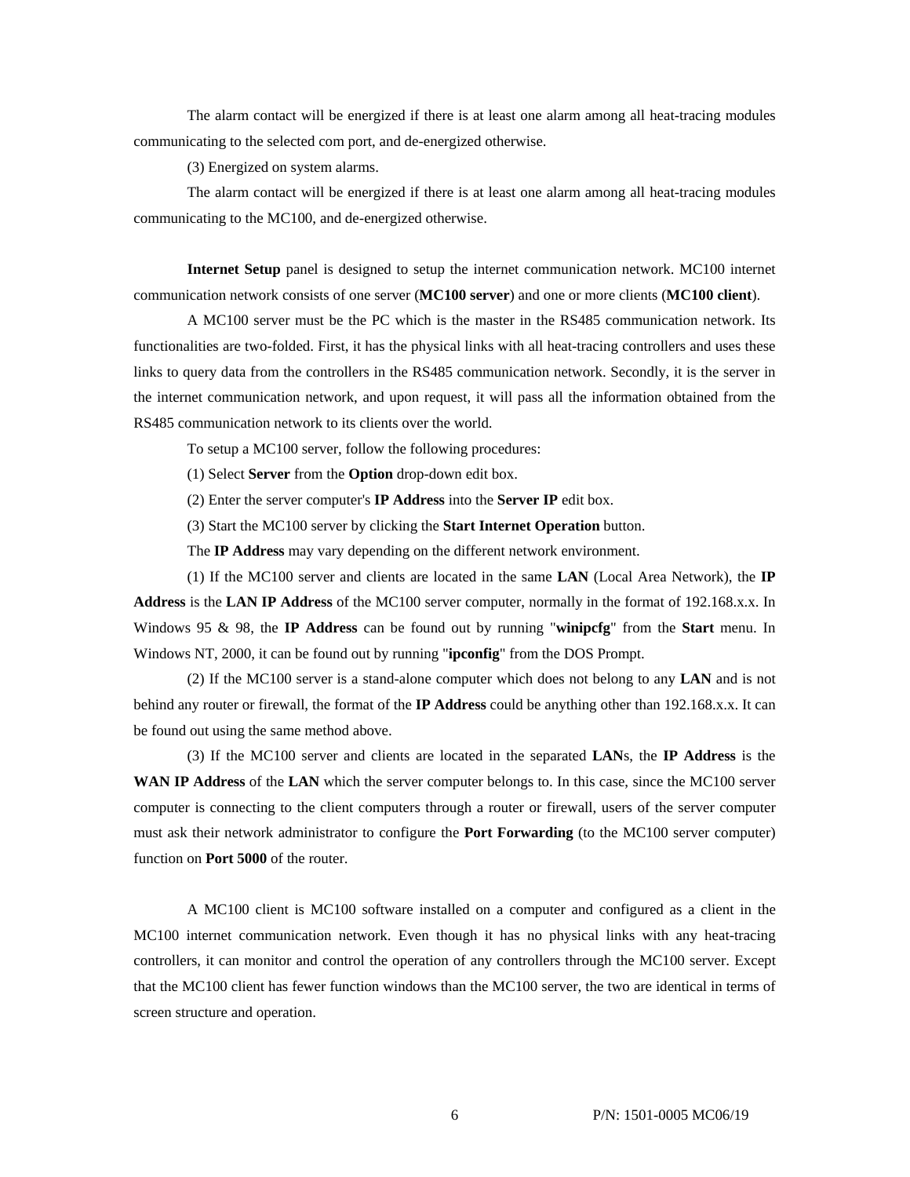The alarm contact will be energized if there is at least one alarm among all heat-tracing modules communicating to the selected com port, and de-energized otherwise.

(3) Energized on system alarms.

The alarm contact will be energized if there is at least one alarm among all heat-tracing modules communicating to the MC100, and de-energized otherwise.

**Internet Setup** panel is designed to setup the internet communication network. MC100 internet communication network consists of one server (**MC100 server**) and one or more clients (**MC100 client**).

A MC100 server must be the PC which is the master in the RS485 communication network. Its functionalities are two-folded. First, it has the physical links with all heat-tracing controllers and uses these links to query data from the controllers in the RS485 communication network. Secondly, it is the server in the internet communication network, and upon request, it will pass all the information obtained from the RS485 communication network to its clients over the world.

To setup a MC100 server, follow the following procedures:

(1) Select **Server** from the **Option** drop-down edit box.

(2) Enter the server computer's **IP Address** into the **Server IP** edit box.

(3) Start the MC100 server by clicking the **Start Internet Operation** button.

The **IP Address** may vary depending on the different network environment.

(1) If the MC100 server and clients are located in the same **LAN** (Local Area Network), the **IP Address** is the **LAN IP Address** of the MC100 server computer, normally in the format of 192.168.x.x. In Windows 95 & 98, the **IP Address** can be found out by running "**winipcfg**" from the **Start** menu. In Windows NT, 2000, it can be found out by running "**ipconfig**" from the DOS Prompt.

(2) If the MC100 server is a stand-alone computer which does not belong to any **LAN** and is not behind any router or firewall, the format of the **IP Address** could be anything other than 192.168.x.x. It can be found out using the same method above.

(3) If the MC100 server and clients are located in the separated **LAN**s, the **IP Address** is the **WAN IP Address** of the **LAN** which the server computer belongs to. In this case, since the MC100 server computer is connecting to the client computers through a router or firewall, users of the server computer must ask their network administrator to configure the **Port Forwarding** (to the MC100 server computer) function on **Port 5000** of the router.

A MC100 client is MC100 software installed on a computer and configured as a client in the MC100 internet communication network. Even though it has no physical links with any heat-tracing controllers, it can monitor and control the operation of any controllers through the MC100 server. Except that the MC100 client has fewer function windows than the MC100 server, the two are identical in terms of screen structure and operation.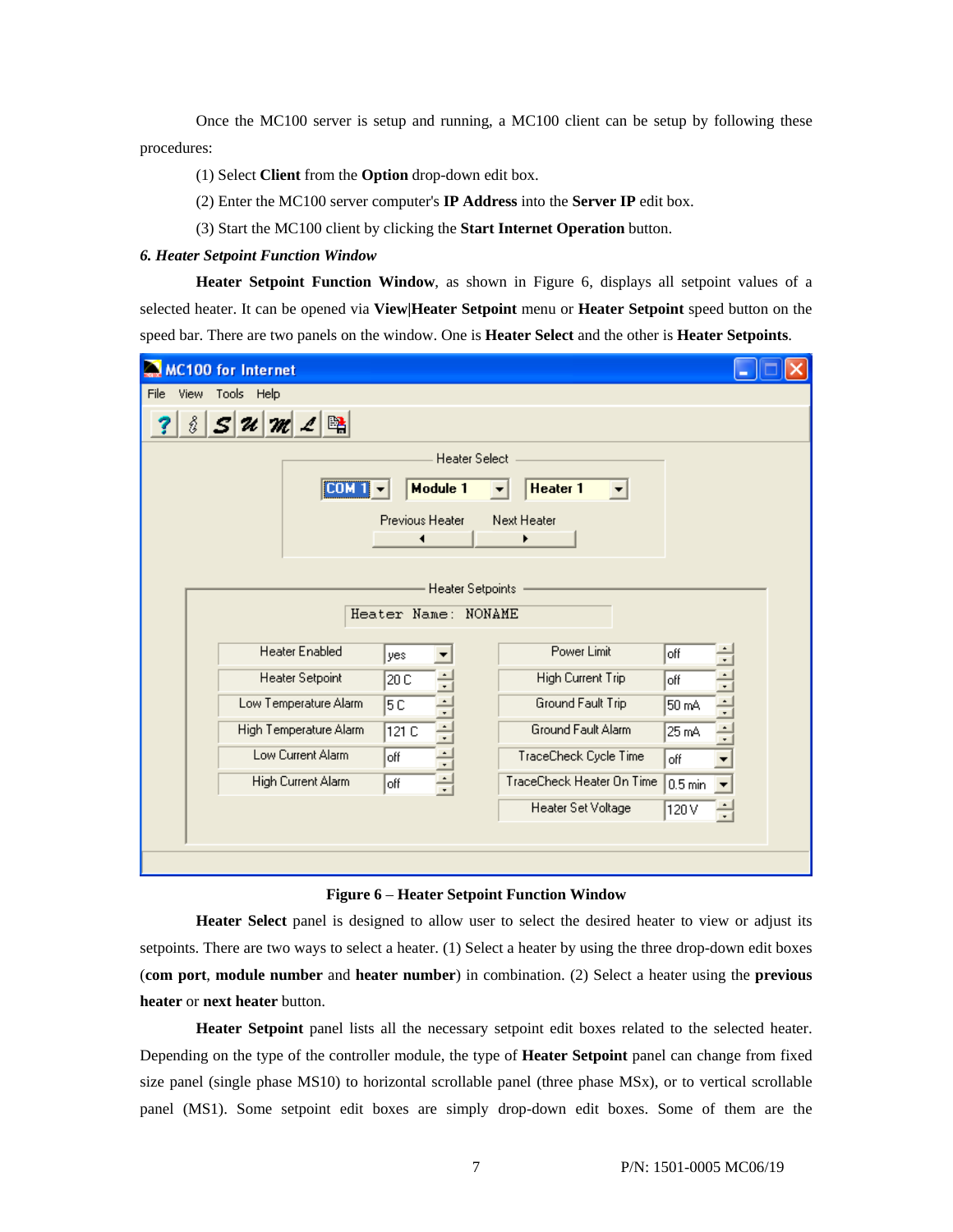Once the MC100 server is setup and running, a MC100 client can be setup by following these procedures:

(1) Select **Client** from the **Option** drop-down edit box.

(2) Enter the MC100 server computer's **IP Address** into the **Server IP** edit box.

(3) Start the MC100 client by clicking the **Start Internet Operation** button.

### *6. Heater Setpoint Function Window*

**Heater Setpoint Function Window**, as shown in Figure 6, displays all setpoint values of a selected heater. It can be opened via **View|Heater Setpoint** menu or **Heater Setpoint** speed button on the speed bar. There are two panels on the window. One is **Heater Select** and the other is **Heater Setpoints**.

**Figure 6 – Heater Setpoint Function Window**

**Heater Select** panel is designed to allow user to select the desired heater to view or adjust its setpoints. There are two ways to select a heater. (1) Select a heater by using the three drop-down edit boxes (**com port**, **module number** and **heater number**) in combination. (2) Select a heater using the **previous heater** or **next heater** button.

**Heater Setpoint** panel lists all the necessary setpoint edit boxes related to the selected heater. Depending on the type of the controller module, the type of **Heater Setpoint** panel can change from fixed size panel (single phase MS10) to horizontal scrollable panel (three phase MSx), or to vertical scrollable panel (MS1). Some setpoint edit boxes are simply drop-down edit boxes. Some of them are the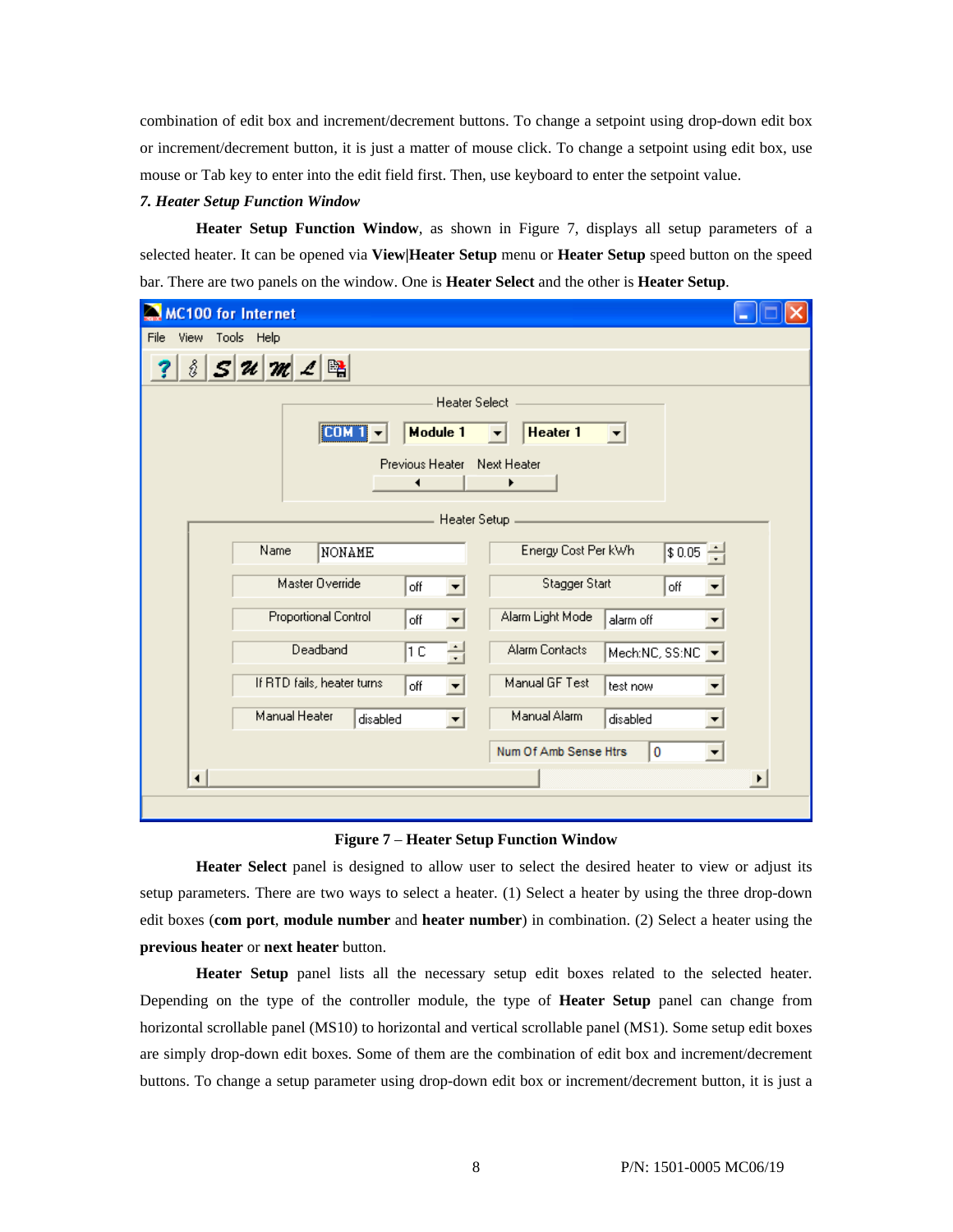combination of edit box and increment/decrement buttons. To change a setpoint using drop-down edit box or increment/decrement button, it is just a matter of mouse click. To change a setpoint using edit box, use mouse or Tab key to enter into the edit field first. Then, use keyboard to enter the setpoint value.

### *7. Heater Setup Function Window*

**Heater Setup Function Window**, as shown in Figure 7, displays all setup parameters of a selected heater. It can be opened via **View|Heater Setup** menu or **Heater Setup** speed button on the speed bar. There are two panels on the window. One is **Heater Select** and the other is **Heater Setup**.

**Figure 7 – Heater Setup Function Window**

**Heater Select** panel is designed to allow user to select the desired heater to view or adjust its setup parameters. There are two ways to select a heater. (1) Select a heater by using the three drop-down edit boxes (**com port**, **module number** and **heater number**) in combination. (2) Select a heater using the **previous heater** or **next heater** button.

**Heater Setup** panel lists all the necessary setup edit boxes related to the selected heater. Depending on the type of the controller module, the type of **Heater Setup** panel can change from horizontal scrollable panel (MS10) to horizontal and vertical scrollable panel (MS1). Some setup edit boxes are simply drop-down edit boxes. Some of them are the combination of edit box and increment/decrement buttons. To change a setup parameter using drop-down edit box or increment/decrement button, it is just a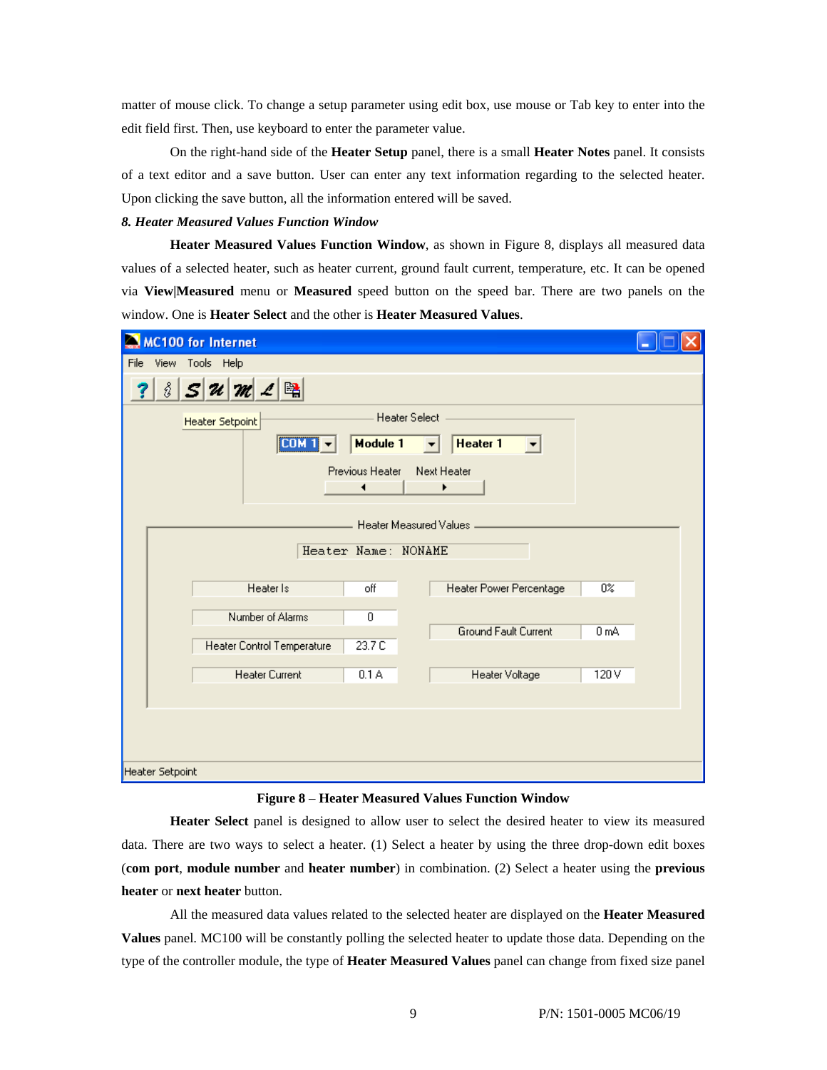matter of mouse click. To change a setup parameter using edit box, use mouse or Tab key to enter into the edit field first. Then, use keyboard to enter the parameter value.

On the right-hand side of the **Heater Setup** panel, there is a small **Heater Notes** panel. It consists of a text editor and a save button. User can enter any text information regarding to the selected heater. Upon clicking the save button, all the information entered will be saved.

### *8. Heater Measured Values Function Window*

**Heater Measured Values Function Window**, as shown in Figure 8, displays all measured data values of a selected heater, such as heater current, ground fault current, temperature, etc. It can be opened via **View|Measured** menu or **Measured** speed button on the speed bar. There are two panels on the window. One is **Heater Select** and the other is **Heater Measured Values**.

**Figure 8 – Heater Measured Values Function Window**

**Heater Select** panel is designed to allow user to select the desired heater to view its measured data. There are two ways to select a heater. (1) Select a heater by using the three drop-down edit boxes (**com port**, **module number** and **heater number**) in combination. (2) Select a heater using the **previous heater** or **next heater** button.

All the measured data values related to the selected heater are displayed on the **Heater Measured Values** panel. MC100 will be constantly polling the selected heater to update those data. Depending on the type of the controller module, the type of **Heater Measured Values** panel can change from fixed size panel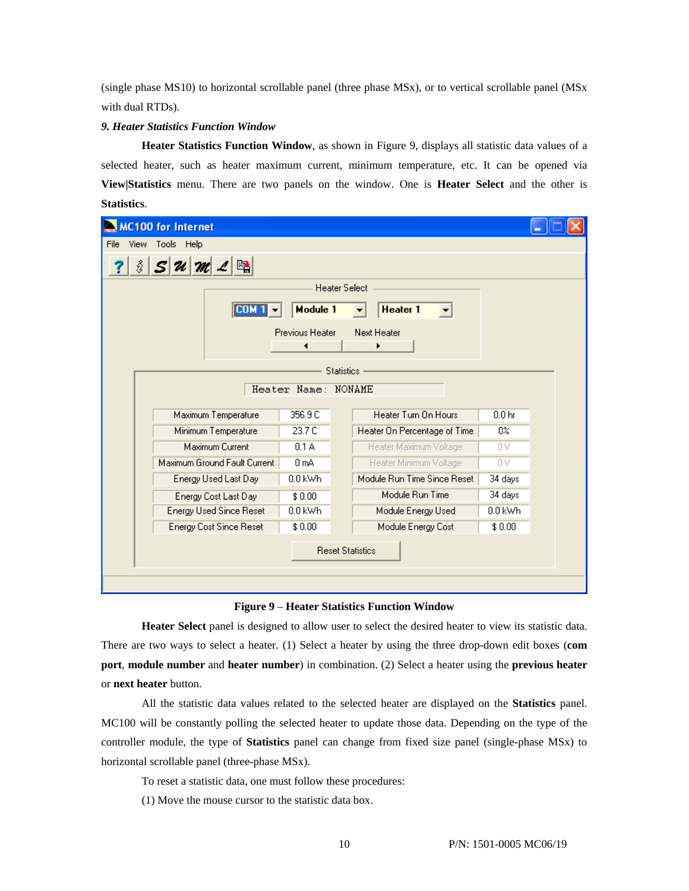(single phase MS10) to horizontal scrollable panel (three phase MSx), or to vertical scrollable panel (MSx with dual RTDs).

*9. Heater Statistics Function Window*

**Heater Statistics Function Window**, as shown in Figure 9, displays all statistic data values of a selected heater, such as heater maximum current, minimum temperature, etc. It can be opened via **View|Statistics** menu. There are two panels on the window. One is **Heater Select** and the other is **Statistics**.

**Figure 9 – Heater Statistics Function Window**

**Heater Select** panel is designed to allow user to select the desired heater to view its statistic data. There are two ways to select a heater. (1) Select a heater by using the three drop-down edit boxes (**com port**, **module number** and **heater number**) in combination. (2) Select a heater using the **previous heater** or **next heater** button.

All the statistic data values related to the selected heater are displayed on the **Statistics** panel. MC100 will be constantly polling the selected heater to update those data. Depending on the type of the controller module, the type of **Statistics** panel can change from fixed size panel (single-phase MSx) to horizontal scrollable panel (three-phase MSx).

To reset a statistic data, one must follow these procedures:

(1) Move the mouse cursor to the statistic data box.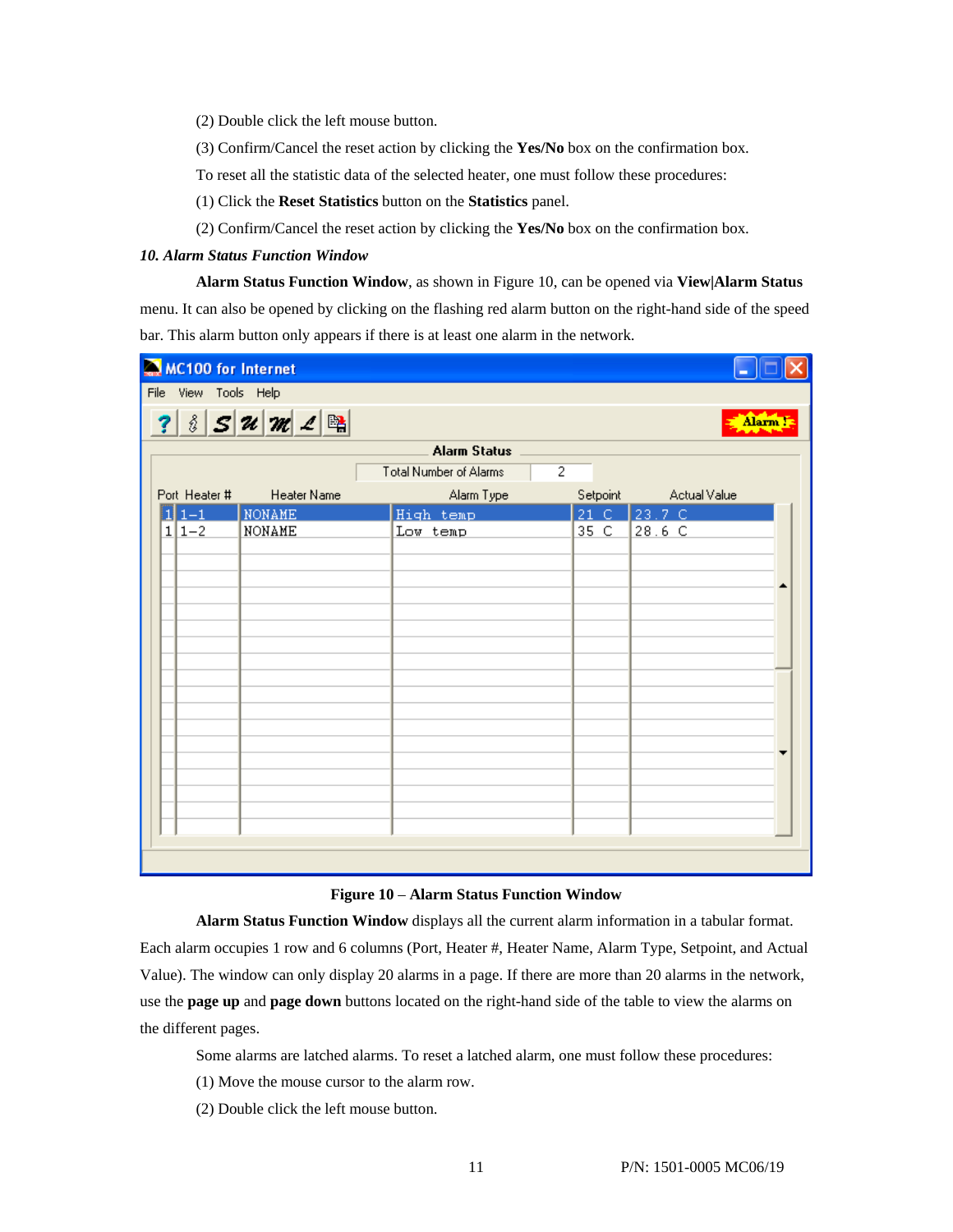(2) Double click the left mouse button.

(3) Confirm/Cancel the reset action by clicking the **Yes/No** box on the confirmation box.

To reset all the statistic data of the selected heater, one must follow these procedures:

(1) Click the **Reset Statistics** button on the **Statistics** panel.

(2) Confirm/Cancel the reset action by clicking the **Yes/No** box on the confirmation box.

### *10. Alarm Status Function Window*

**Alarm Status Function Window**, as shown in Figure 10, can be opened via **View|Alarm Status** menu. It can also be opened by clicking on the flashing red alarm button on the right-hand side of the speed bar. This alarm button only appears if there is at least one alarm in the network.

**Figure 10 – Alarm Status Function Window**

**Alarm Status Function Window** displays all the current alarm information in a tabular format. Each alarm occupies 1 row and 6 columns (Port, Heater #, Heater Name, Alarm Type, Setpoint, and Actual Value). The window can only display 20 alarms in a page. If there are more than 20 alarms in the network, use the **page up** and **page down** buttons located on the right-hand side of the table to view the alarms on the different pages.

Some alarms are latched alarms. To reset a latched alarm, one must follow these procedures:

(1) Move the mouse cursor to the alarm row.

(2) Double click the left mouse button.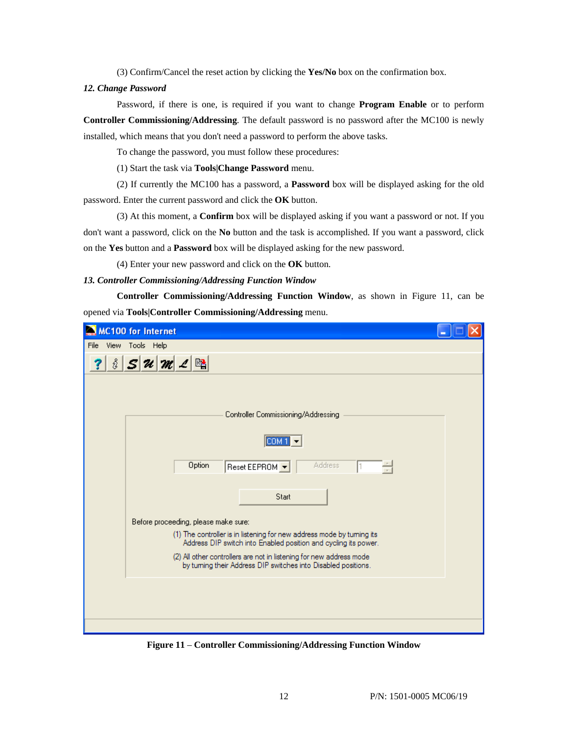(3) Confirm/Cancel the reset action by clicking the **Yes/No** box on the confirmation box.

### *12. Change Password*

Password, if there is one, is required if you want to change **Program Enable** or to perform **Controller Commissioning/Addressing**. The default password is no password after the MC100 is newly installed, which means that you don't need a password to perform the above tasks.

To change the password, you must follow these procedures:

(1) Start the task via **Tools|Change Password** menu.

(2) If currently the MC100 has a password, a **Password** box will be displayed asking for the old password. Enter the current password and click the **OK** button.

(3) At this moment, a **Confirm** box will be displayed asking if you want a password or not. If you don't want a password, click on the **No** button and the task is accomplished. If you want a password, click on the **Yes** button and a **Password** box will be displayed asking for the new password.

(4) Enter your new password and click on the **OK** button.

### *13. Controller Commissioning/Addressing Function Window*

**Controller Commissioning/Addressing Function Window**, as shown in Figure 11, can be opened via **Tools|Controller Commissioning/Addressing** menu.

**Figure 11 – Controller Commissioning/Addressing Function Window**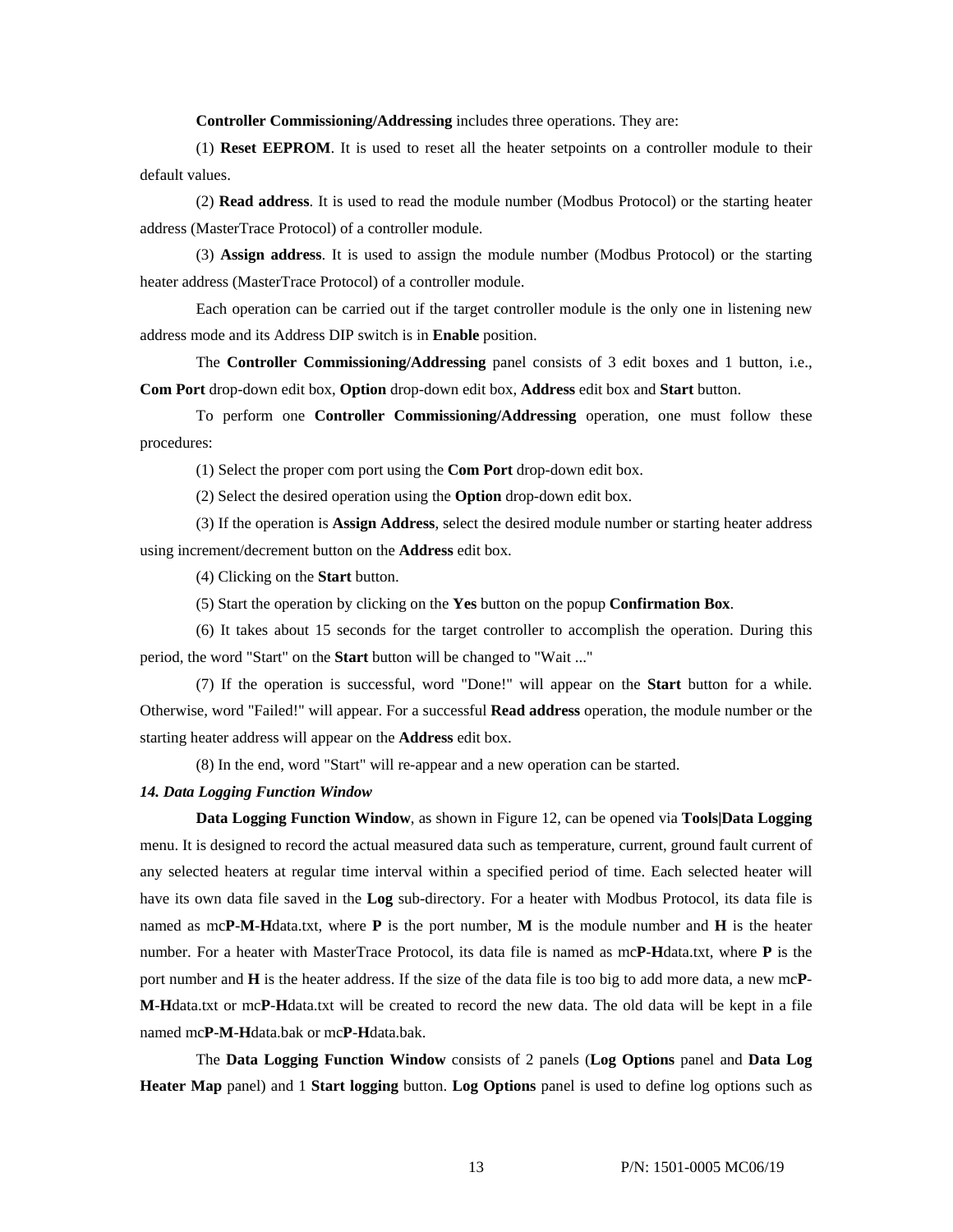**Controller Commissioning/Addressing** includes three operations. They are:

(1) **Reset EEPROM**. It is used to reset all the heater setpoints on a controller module to their default values.

(2) **Read address**. It is used to read the module number (Modbus Protocol) or the starting heater address (MasterTrace Protocol) of a controller module.

(3) **Assign address**. It is used to assign the module number (Modbus Protocol) or the starting heater address (MasterTrace Protocol) of a controller module.

Each operation can be carried out if the target controller module is the only one in listening new address mode and its Address DIP switch is in **Enable** position.

The **Controller Commissioning/Addressing** panel consists of 3 edit boxes and 1 button, i.e., **Com Port** drop-down edit box, **Option** drop-down edit box, **Address** edit box and **Start** button.

To perform one **Controller Commissioning/Addressing** operation, one must follow these procedures:

(1) Select the proper com port using the **Com Port** drop-down edit box.

(2) Select the desired operation using the **Option** drop-down edit box.

(3) If the operation is **Assign Address**, select the desired module number or starting heater address using increment/decrement button on the **Address** edit box.

(4) Clicking on the **Start** button.

(5) Start the operation by clicking on the **Yes** button on the popup **Confirmation Box**.

(6) It takes about 15 seconds for the target controller to accomplish the operation. During this period, the word "Start" on the **Start** button will be changed to "Wait ..."

(7) If the operation is successful, word "Done!" will appear on the **Start** button for a while. Otherwise, word "Failed!" will appear. For a successful **Read address** operation, the module number or the starting heater address will appear on the **Address** edit box.

(8) In the end, word "Start" will re-appear and a new operation can be started.

### *14. Data Logging Function Window*

**Data Logging Function Window**, as shown in Figure 12, can be opened via **Tools|Data Logging** menu. It is designed to record the actual measured data such as temperature, current, ground fault current of any selected heaters at regular time interval within a specified period of time. Each selected heater will have its own data file saved in the **Log** sub-directory. For a heater with Modbus Protocol, its data file is named as mc**P**-**M**-**H**data.txt, where **P** is the port number, **M** is the module number and **H** is the heater number. For a heater with MasterTrace Protocol, its data file is named as mc**P**-**H**data.txt, where **P** is the port number and **H** is the heater address. If the size of the data file is too big to add more data, a new mc**P**-**M**-**H**data.txt or mc**P**-**H**data.txt will be created to record the new data. The old data will be kept in a file named mc**P**-**M**-**H**data.bak or mc**P**-**H**data.bak.

The **Data Logging Function Window** consists of 2 panels (**Log Options** panel and **Data Log Heater Map** panel) and 1 **Start logging** button. **Log Options** panel is used to define log options such as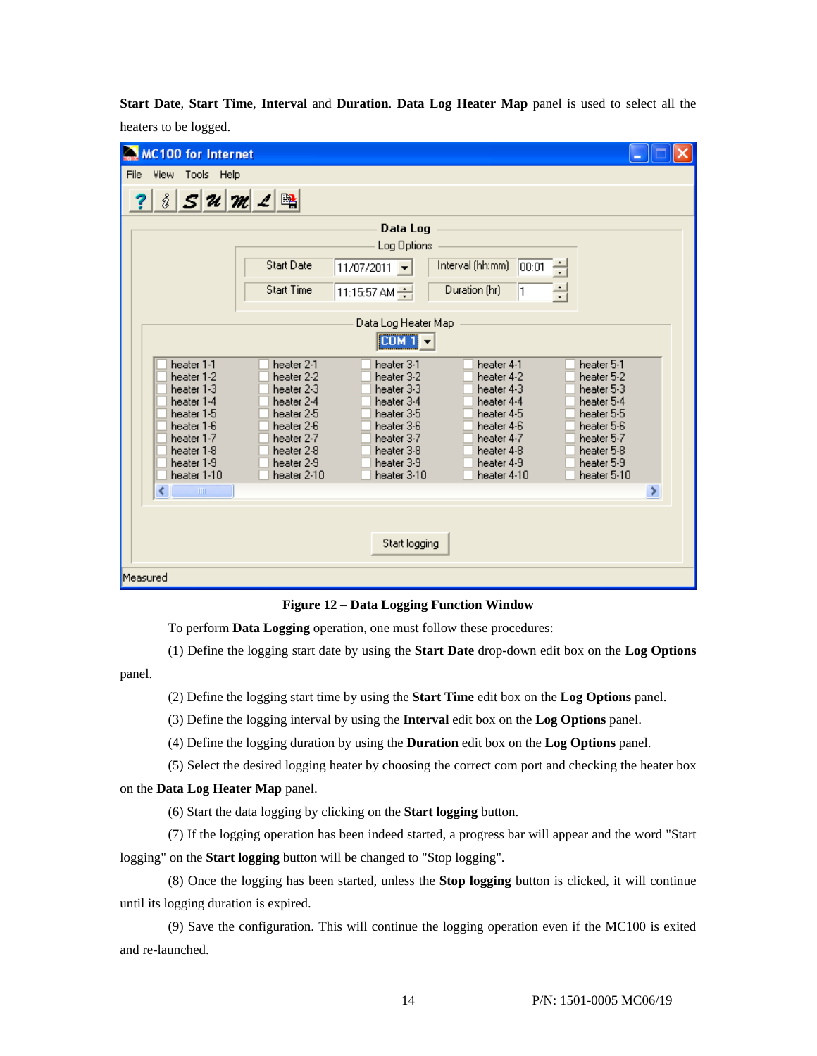**Start Date**, **Start Time**, **Interval** and **Duration**. **Data Log Heater Map** panel is used to select all the heaters to be logged.

**Figure 12 – Data Logging Function Window**

To perform **Data Logging** operation, one must follow these procedures:

(1) Define the logging start date by using the **Start Date** drop-down edit box on the **Log Options** panel.

(2) Define the logging start time by using the **Start Time** edit box on the **Log Options** panel.

(3) Define the logging interval by using the **Interval** edit box on the **Log Options** panel.

(4) Define the logging duration by using the **Duration** edit box on the **Log Options** panel.

(5) Select the desired logging heater by choosing the correct com port and checking the heater box on the **Data Log Heater Map** panel.

(6) Start the data logging by clicking on the **Start logging** button.

(7) If the logging operation has been indeed started, a progress bar will appear and the word "Start logging" on the **Start logging** button will be changed to "Stop logging".

(8) Once the logging has been started, unless the **Stop logging** button is clicked, it will continue until its logging duration is expired.

(9) Save the configuration. This will continue the logging operation even if the MC100 is exited and re-launched.

P/N: 1501-0005 MC06/19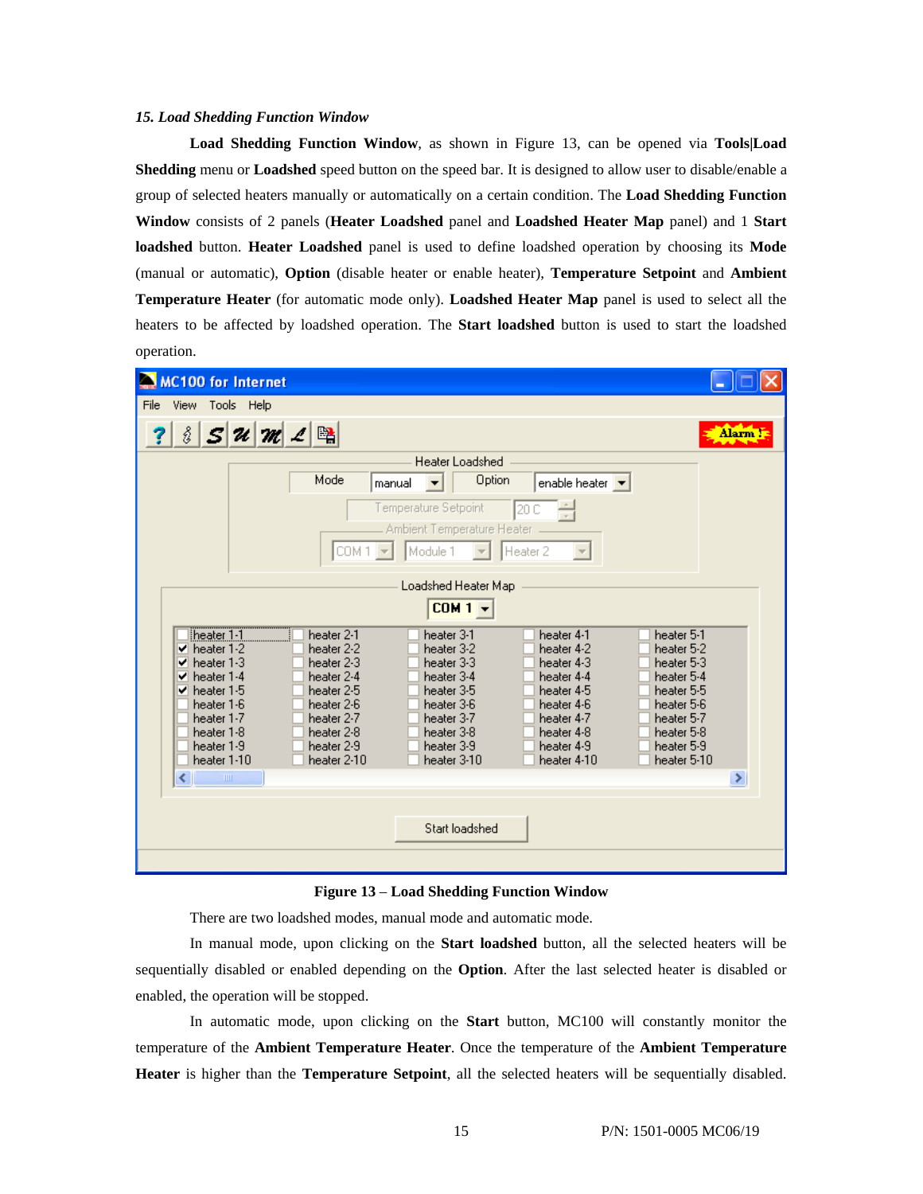*15. Load Shedding Function Window*

**Load Shedding Function Window**, as shown in Figure 13, can be opened via **Tools|Load Shedding** menu or **Loadshed** speed button on the speed bar. It is designed to allow user to disable/enable a group of selected heaters manually or automatically on a certain condition. The **Load Shedding Function Window** consists of 2 panels (**Heater Loadshed** panel and **Loadshed Heater Map** panel) and 1 **Start loadshed** button. **Heater Loadshed** panel is used to define loadshed operation by choosing its **Mode** (manual or automatic), **Option** (disable heater or enable heater), **Temperature Setpoint** and **Ambient Temperature Heater** (for automatic mode only). **Loadshed Heater Map** panel is used to select all the heaters to be affected by loadshed operation. The **Start loadshed** button is used to start the loadshed operation.

**Figure 13 – Load Shedding Function Window**

There are two loadshed modes, manual mode and automatic mode.

In manual mode, upon clicking on the **Start loadshed** button, all the selected heaters will be sequentially disabled or enabled depending on the **Option**. After the last selected heater is disabled or enabled, the operation will be stopped.

In automatic mode, upon clicking on the **Start** button, MC100 will constantly monitor the temperature of the **Ambient Temperature Heater**. Once the temperature of the **Ambient Temperature Heater** is higher than the **Temperature Setpoint**, all the selected heaters will be sequentially disabled.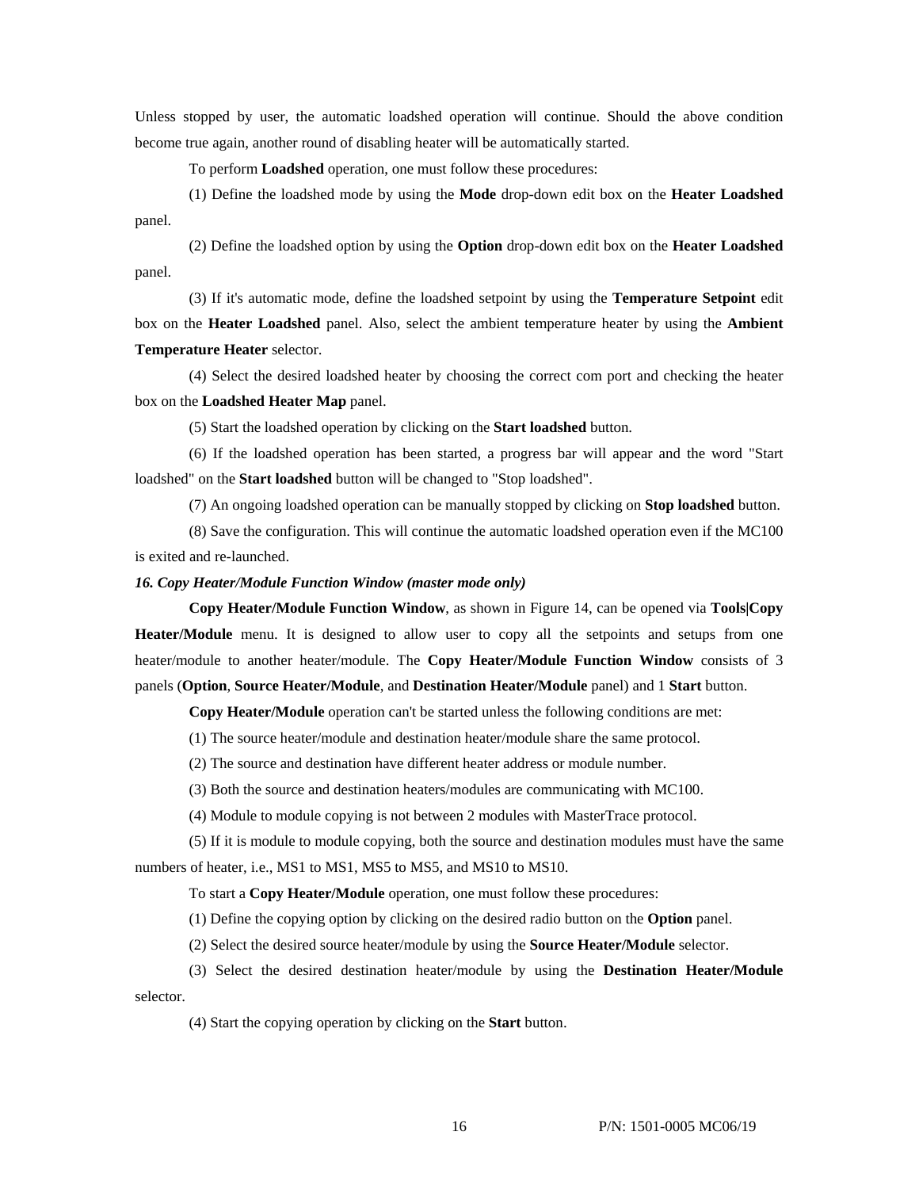Unless stopped by user, the automatic loadshed operation will continue. Should the above condition become true again, another round of disabling heater will be automatically started.

To perform **Loadshed** operation, one must follow these procedures:

(1) Define the loadshed mode by using the **Mode** drop-down edit box on the **Heater Loadshed** panel.

(2) Define the loadshed option by using the **Option** drop-down edit box on the **Heater Loadshed** panel.

(3) If it's automatic mode, define the loadshed setpoint by using the **Temperature Setpoint** edit box on the **Heater Loadshed** panel. Also, select the ambient temperature heater by using the **Ambient Temperature Heater** selector.

(4) Select the desired loadshed heater by choosing the correct com port and checking the heater box on the **Loadshed Heater Map** panel.

(5) Start the loadshed operation by clicking on the **Start loadshed** button.

(6) If the loadshed operation has been started, a progress bar will appear and the word "Start loadshed" on the **Start loadshed** button will be changed to "Stop loadshed".

(7) An ongoing loadshed operation can be manually stopped by clicking on **Stop loadshed** button.

(8) Save the configuration. This will continue the automatic loadshed operation even if the MC100 is exited and re-launched.

***16. Copy Heater/Module Function Window (master mode only)***

**Copy Heater/Module Function Window**, as shown in Figure 14, can be opened via **Tools|Copy Heater/Module** menu. It is designed to allow user to copy all the setpoints and setups from one heater/module to another heater/module. The **Copy Heater/Module Function Window** consists of 3 panels (**Option**, **Source Heater/Module**, and **Destination Heater/Module** panel) and 1 **Start** button.

**Copy Heater/Module** operation can't be started unless the following conditions are met:

(1) The source heater/module and destination heater/module share the same protocol.

(2) The source and destination have different heater address or module number.

(3) Both the source and destination heaters/modules are communicating with MC100.

(4) Module to module copying is not between 2 modules with MasterTrace protocol.

(5) If it is module to module copying, both the source and destination modules must have the same numbers of heater, i.e., MS1 to MS1, MS5 to MS5, and MS10 to MS10.

To start a **Copy Heater/Module** operation, one must follow these procedures:

(1) Define the copying option by clicking on the desired radio button on the **Option** panel.

(2) Select the desired source heater/module by using the **Source Heater/Module** selector.

(3) Select the desired destination heater/module by using the **Destination Heater/Module** selector.

(4) Start the copying operation by clicking on the **Start** button.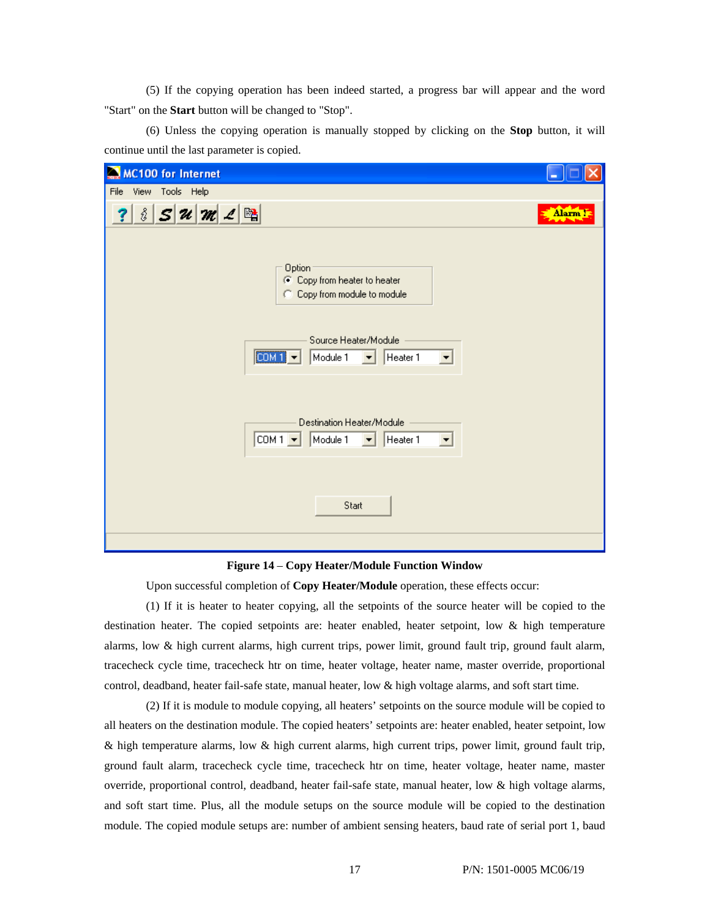(5) If the copying operation has been indeed started, a progress bar will appear and the word "Start" on the **Start** button will be changed to "Stop".

(6) Unless the copying operation is manually stopped by clicking on the **Stop** button, it will continue until the last parameter is copied.

**Figure 14** – **Copy Heater/Module Function Window**

Upon successful completion of **Copy Heater/Module** operation, these effects occur:

(1) If it is heater to heater copying, all the setpoints of the source heater will be copied to the destination heater. The copied setpoints are: heater enabled, heater setpoint, low & high temperature alarms, low & high current alarms, high current trips, power limit, ground fault trip, ground fault alarm, tracecheck cycle time, tracecheck htr on time, heater voltage, heater name, master override, proportional control, deadband, heater fail-safe state, manual heater, low & high voltage alarms, and soft start time.

(2) If it is module to module copying, all heaters' setpoints on the source module will be copied to all heaters on the destination module. The copied heaters' setpoints are: heater enabled, heater setpoint, low & high temperature alarms, low & high current alarms, high current trips, power limit, ground fault trip, ground fault alarm, tracecheck cycle time, tracecheck htr on time, heater voltage, heater name, master override, proportional control, deadband, heater fail-safe state, manual heater, low & high voltage alarms, and soft start time. Plus, all the module setups on the source module will be copied to the destination module. The copied module setups are: number of ambient sensing heaters, baud rate of serial port 1, baud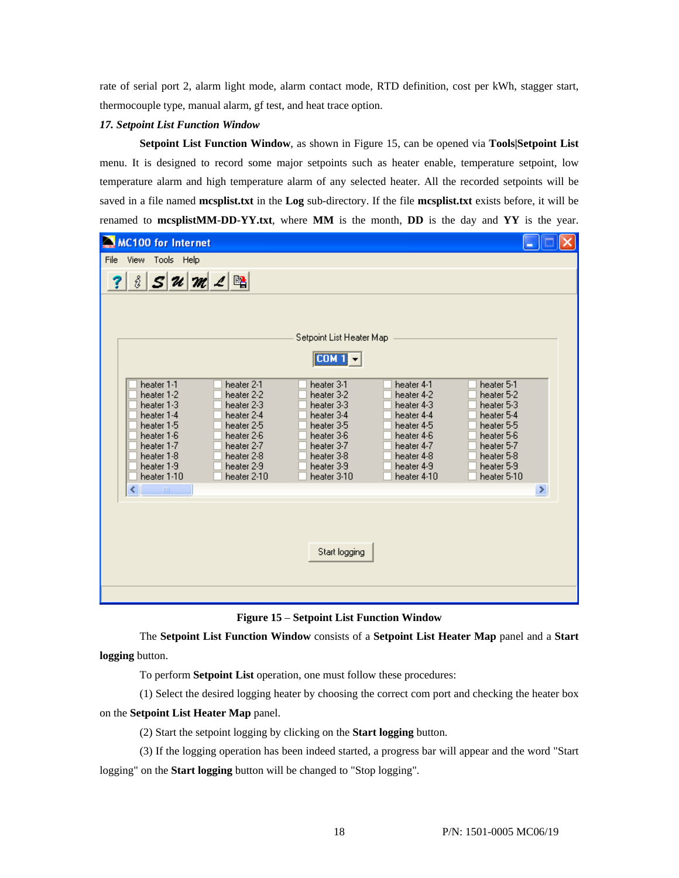rate of serial port 2, alarm light mode, alarm contact mode, RTD definition, cost per kWh, stagger start, thermocouple type, manual alarm, gf test, and heat trace option.

### *17. Setpoint List Function Window*

**Setpoint List Function Window**, as shown in Figure 15, can be opened via **Tools|Setpoint List** menu. It is designed to record some major setpoints such as heater enable, temperature setpoint, low temperature alarm and high temperature alarm of any selected heater. All the recorded setpoints will be saved in a file named **mcsplist.txt** in the **Log** sub-directory. If the file **mcsplist.txt** exists before, it will be renamed to **mcsplistMM-DD-YY.txt**, where **MM** is the month, **DD** is the day and **YY** is the year.

**Figure 15 – Setpoint List Function Window**

The **Setpoint List Function Window** consists of a **Setpoint List Heater Map** panel and a **Start logging** button.

To perform **Setpoint List** operation, one must follow these procedures:

(1) Select the desired logging heater by choosing the correct com port and checking the heater box on the **Setpoint List Heater Map** panel.

(2) Start the setpoint logging by clicking on the **Start logging** button.

(3) If the logging operation has been indeed started, a progress bar will appear and the word "Start logging" on the **Start logging** button will be changed to "Stop logging".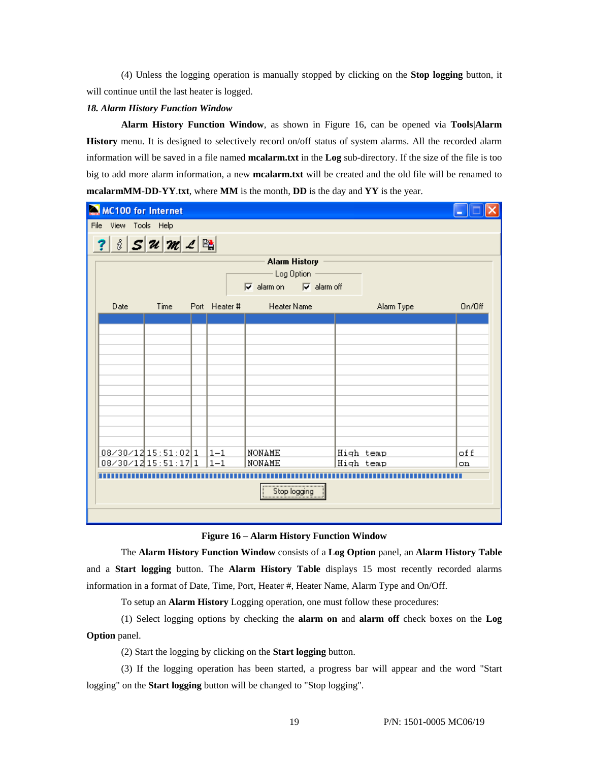(4) Unless the logging operation is manually stopped by clicking on the **Stop logging** button, it will continue until the last heater is logged.

*18. Alarm History Function Window*

**Alarm History Function Window**, as shown in Figure 16, can be opened via **Tools|Alarm History** menu. It is designed to selectively record on/off status of system alarms. All the recorded alarm information will be saved in a file named **mcalarm.txt** in the **Log** sub-directory. If the size of the file is too big to add more alarm information, a new **mcalarm.txt** will be created and the old file will be renamed to **mcalarmMM-DD-YY**.**txt**, where **MM** is the month, **DD** is the day and **YY** is the year.

**Figure 16** – **Alarm History Function Window**

The **Alarm History Function Window** consists of a **Log Option** panel, an **Alarm History Table** and a **Start logging** button. The **Alarm History Table** displays 15 most recently recorded alarms information in a format of Date, Time, Port, Heater #, Heater Name, Alarm Type and On/Off.

To setup an **Alarm History** Logging operation, one must follow these procedures:

(1) Select logging options by checking the **alarm on** and **alarm off** check boxes on the **Log Option** panel.

(2) Start the logging by clicking on the **Start logging** button.

(3) If the logging operation has been started, a progress bar will appear and the word "Start logging" on the **Start logging** button will be changed to "Stop logging".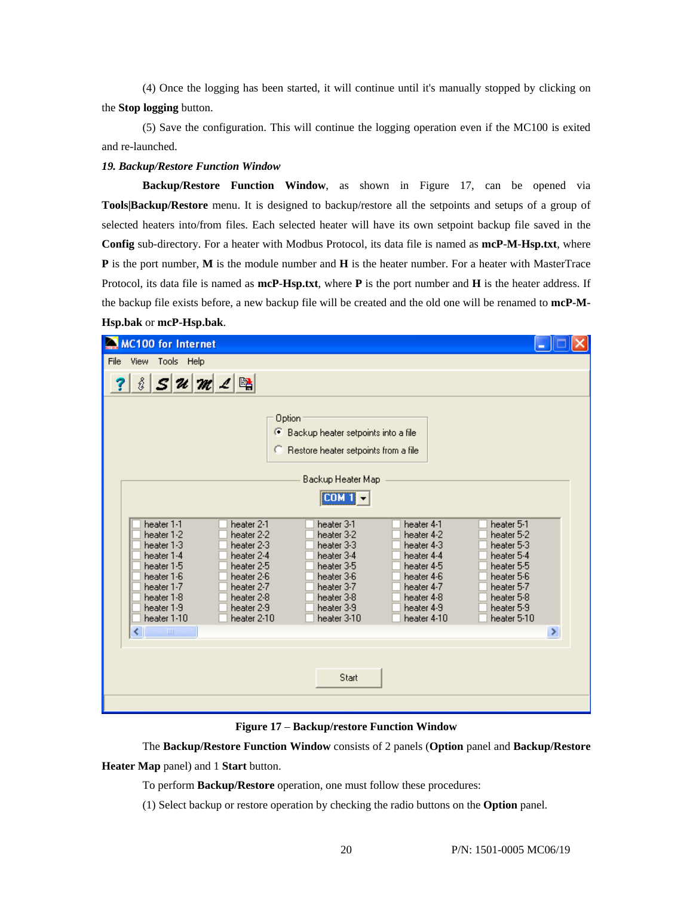(4) Once the logging has been started, it will continue until it's manually stopped by clicking on the **Stop logging** button.

(5) Save the configuration. This will continue the logging operation even if the MC100 is exited and re-launched.

### *19. Backup/Restore Function Window*

**Backup/Restore Function Window**, as shown in Figure 17, can be opened via **Tools|Backup/Restore** menu. It is designed to backup/restore all the setpoints and setups of a group of selected heaters into/from files. Each selected heater will have its own setpoint backup file saved in the **Config** sub-directory. For a heater with Modbus Protocol, its data file is named as **mcP-M-Hsp.txt**, where **P** is the port number, **M** is the module number and **H** is the heater number. For a heater with MasterTrace Protocol, its data file is named as **mcP-Hsp.txt**, where **P** is the port number and **H** is the heater address. If the backup file exists before, a new backup file will be created and the old one will be renamed to **mcP-M-Hsp.bak** or **mcP-Hsp.bak**.

**Figure 17 – Backup/restore Function Window**

The **Backup/Restore Function Window** consists of 2 panels (**Option** panel and **Backup/Restore Heater Map** panel) and 1 **Start** button.

To perform **Backup/Restore** operation, one must follow these procedures:

(1) Select backup or restore operation by checking the radio buttons on the **Option** panel.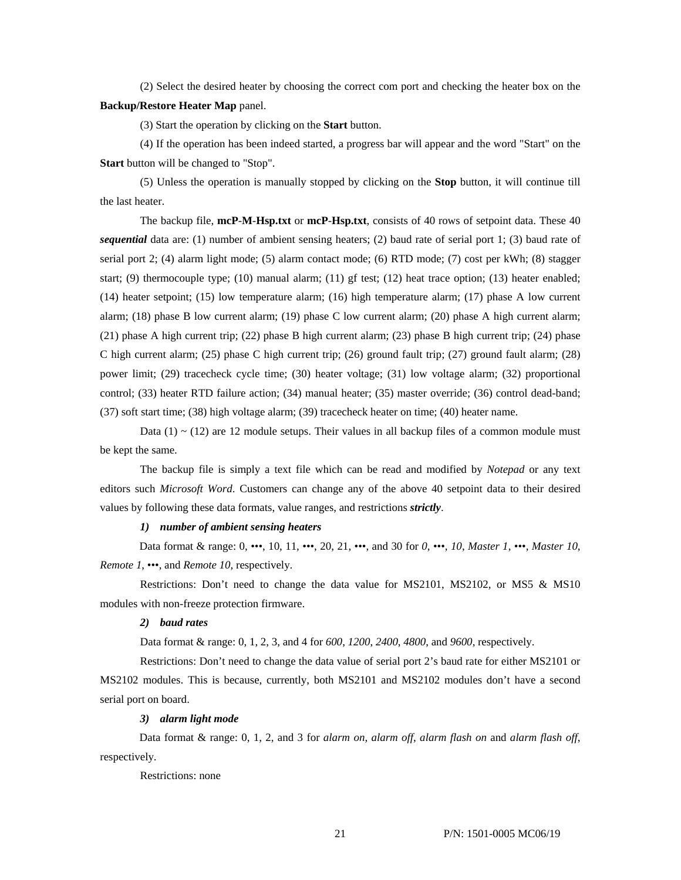(2) Select the desired heater by choosing the correct com port and checking the heater box on the **Backup/Restore Heater Map** panel.

(3) Start the operation by clicking on the **Start** button.

(4) If the operation has been indeed started, a progress bar will appear and the word "Start" on the **Start** button will be changed to "Stop".

(5) Unless the operation is manually stopped by clicking on the **Stop** button, it will continue till the last heater.

The backup file, **mcP-M-Hsp.txt** or **mcP-Hsp.txt**, consists of 40 rows of setpoint data. These 40 ***sequential*** data are: (1) number of ambient sensing heaters; (2) baud rate of serial port 1; (3) baud rate of serial port 2; (4) alarm light mode; (5) alarm contact mode; (6) RTD mode; (7) cost per kWh; (8) stagger start; (9) thermocouple type; (10) manual alarm; (11) gf test; (12) heat trace option; (13) heater enabled; (14) heater setpoint; (15) low temperature alarm; (16) high temperature alarm; (17) phase A low current alarm; (18) phase B low current alarm; (19) phase C low current alarm; (20) phase A high current alarm; (21) phase A high current trip; (22) phase B high current alarm; (23) phase B high current trip; (24) phase C high current alarm; (25) phase C high current trip; (26) ground fault trip; (27) ground fault alarm; (28) power limit; (29) tracecheck cycle time; (30) heater voltage; (31) low voltage alarm; (32) proportional control; (33) heater RTD failure action; (34) manual heater; (35) master override; (36) control dead-band; (37) soft start time; (38) high voltage alarm; (39) tracecheck heater on time; (40) heater name.

Data (1) ~ (12) are 12 module setups. Their values in all backup files of a common module must be kept the same.

The backup file is simply a text file which can be read and modified by *Notepad* or any text editors such *Microsoft Word*. Customers can change any of the above 40 setpoint data to their desired values by following these data formats, value ranges, and restrictions ***strictly***.

***1) number of ambient sensing heaters***

Data format & range: 0, •••, 10, 11, •••, 20, 21, •••, and 30 for *0*, •••, *10*, *Master 1*, •••, *Master 10*, *Remote 1*, •••, and *Remote 10*, respectively.

Restrictions: Don't need to change the data value for MS2101, MS2102, or MS5 & MS10 modules with non-freeze protection firmware.

***2) baud rates***

Data format & range: 0, 1, 2, 3, and 4 for *600*, *1200*, *2400*, *4800*, and *9600*, respectively.

Restrictions: Don't need to change the data value of serial port 2's baud rate for either MS2101 or MS2102 modules. This is because, currently, both MS2101 and MS2102 modules don't have a second serial port on board.

***3) alarm light mode***

Data format & range: 0, 1, 2, and 3 for *alarm on*, *alarm off*, *alarm flash on* and *alarm flash off*, respectively.

Restrictions: none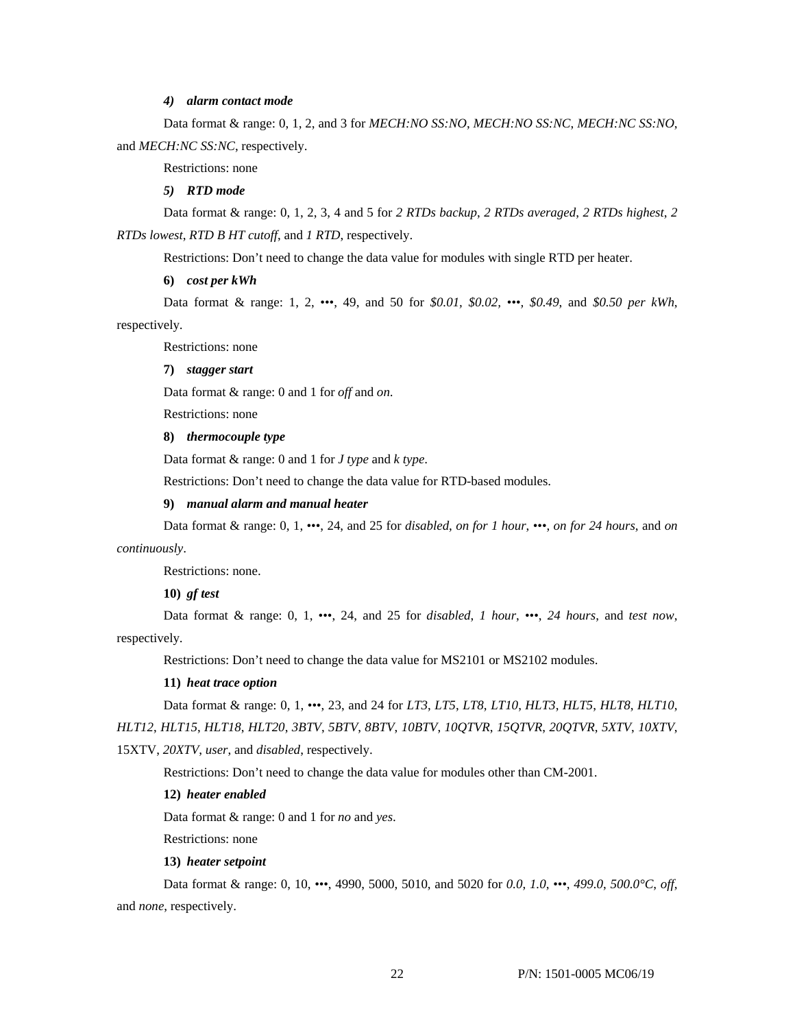*4) alarm contact mode*

Data format & range: 0, 1, 2, and 3 for *MECH:NO SS:NO*, *MECH:NO SS:NC*, *MECH:NC SS:NO*, and *MECH:NC SS:NC*, respectively.

Restrictions: none

*5) RTD mode*

Data format & range: 0, 1, 2, 3, 4 and 5 for *2 RTDs backup*, *2 RTDs averaged*, *2 RTDs highest*, *2 RTDs lowest*, *RTD B HT cutoff*, and *1 RTD*, respectively.

Restrictions: Don't need to change the data value for modules with single RTD per heater.

**6)** ***cost per kWh***

Data format & range: 1, 2, •••, 49, and 50 for *$0.01*, *$0.02*, •••, *$0.49*, and *$0.50 per kWh*, respectively.

Restrictions: none

**7)** ***stagger start***

Data format & range: 0 and 1 for *off* and *on*.

Restrictions: none

**8)** ***thermocouple type***

Data format & range: 0 and 1 for *J type* and *k type*.

Restrictions: Don't need to change the data value for RTD-based modules.

**9)** ***manual alarm and manual heater***

Data format & range: 0, 1, •••, 24, and 25 for *disabled*, *on for 1 hour*, •••, *on for 24 hours*, and *on continuously*.

Restrictions: none.

**10)** ***gf test***

Data format & range: 0, 1, •••, 24, and 25 for *disabled*, *1 hour*, •••, *24 hours*, and *test now*, respectively.

Restrictions: Don't need to change the data value for MS2101 or MS2102 modules.

**11)** ***heat trace option***

Data format & range: 0, 1, •••, 23, and 24 for *LT3*, *LT5*, *LT8*, *LT10*, *HLT3*, *HLT5*, *HLT8*, *HLT10*, *HLT12*, *HLT15*, *HLT18*, *HLT20*, *3BTV*, *5BTV*, *8BTV*, *10BTV*, *10QTVR*, *15QTVR*, *20QTVR*, *5XTV*, *10XTV*, 15XTV, *20XTV*, *user*, and *disabled*, respectively.

Restrictions: Don't need to change the data value for modules other than CM-2001.

**12)** ***heater enabled***

Data format & range: 0 and 1 for *no* and *yes*.

Restrictions: none

**13)** ***heater setpoint***

Data format & range: 0, 10, •••, 4990, 5000, 5010, and 5020 for *0.0*, *1.0*, •••, *499.0*, *500.0°C*, *off*, and *none*, respectively.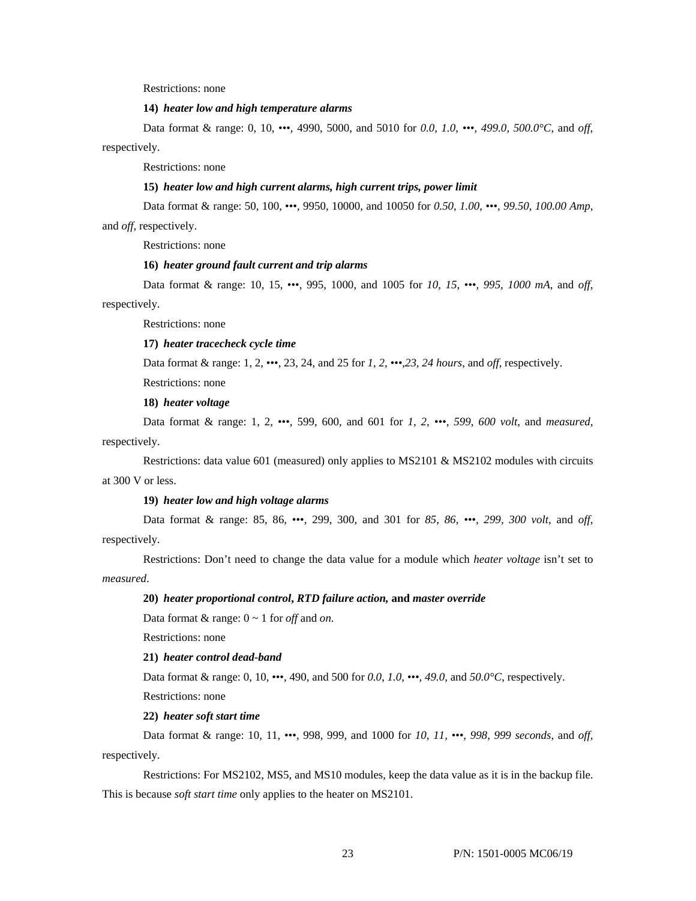Restrictions: none

**14) *heater low and high temperature alarms***

Data format & range: 0, 10, •••, 4990, 5000, and 5010 for *0.0, 1.0, •••, 499.0, 500.0°C*, and *off*, respectively.

Restrictions: none

**15) *heater low and high current alarms, high current trips, power limit***

Data format & range: 50, 100, •••, 9950, 10000, and 10050 for *0.50, 1.00, •••, 99.50, 100.00 Amp*, and *off*, respectively.

Restrictions: none

**16) *heater ground fault current and trip alarms***

Data format & range: 10, 15, •••, 995, 1000, and 1005 for *10, 15, •••, 995, 1000 mA*, and *off*, respectively.

Restrictions: none

**17) *heater tracecheck cycle time***

Data format & range: 1, 2, •••, 23, 24, and 25 for *1, 2, •••,23, 24 hours*, and *off*, respectively.

Restrictions: none

**18) *heater voltage***

Data format & range: 1, 2, •••, 599, 600, and 601 for *1, 2, •••, 599, 600 volt*, and *measured*, respectively.

Restrictions: data value 601 (measured) only applies to MS2101 & MS2102 modules with circuits at 300 V or less.

**19) *heater low and high voltage alarms***

Data format & range: 85, 86, •••, 299, 300, and 301 for *85, 86, •••, 299, 300 volt*, and *off*, respectively.

Restrictions: Don't need to change the data value for a module which *heater voltage* isn't set to *measured*.

**20) *heater proportional control, RTD failure action,* and *master override***

Data format & range: 0 ~ 1 for *off* and *on*.

Restrictions: none

**21) *heater control dead-band***

Data format & range: 0, 10, •••, 490, and 500 for *0.0, 1.0, •••, 49.0*, and *50.0°C*, respectively.

Restrictions: none

**22) *heater soft start time***

Data format & range: 10, 11, •••, 998, 999, and 1000 for *10, 11, •••, 998, 999 seconds*, and *off*, respectively.

Restrictions: For MS2102, MS5, and MS10 modules, keep the data value as it is in the backup file. This is because *soft start time* only applies to the heater on MS2101.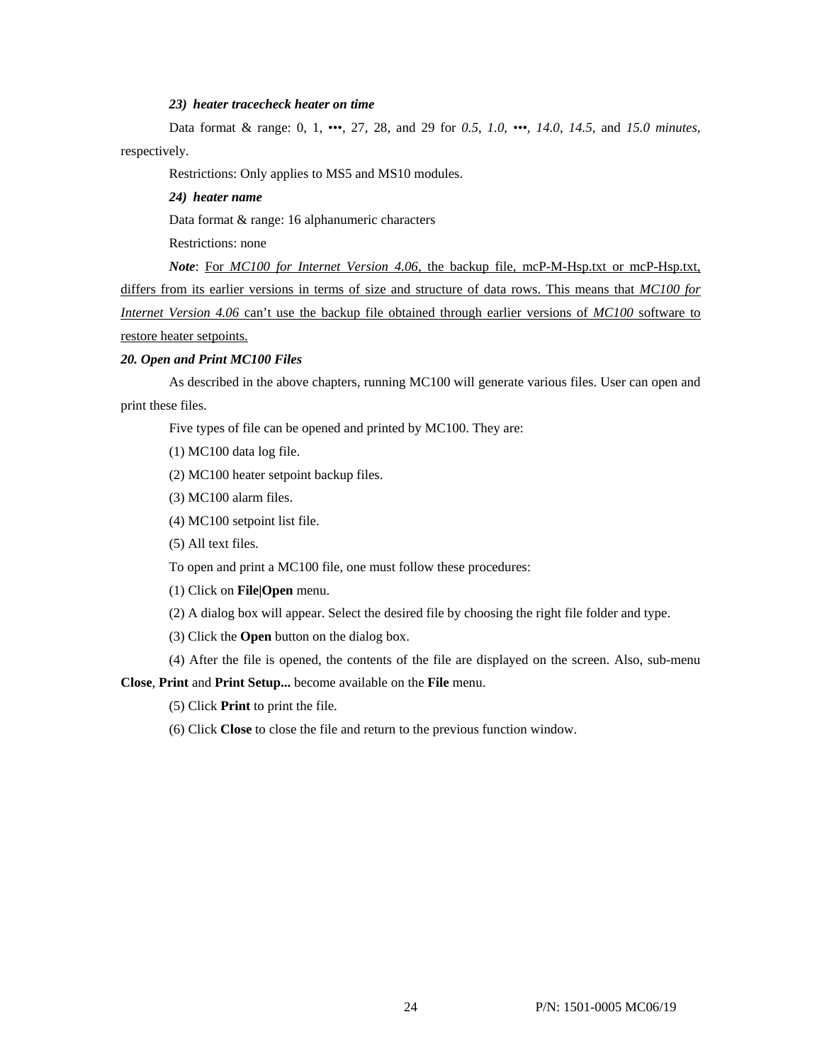***23) heater tracecheck heater on time***

Data format & range: 0, 1, •••, 27, 28, and 29 for *0.5*, *1.0*, •••, *14.0*, *14.5*, and *15.0 minutes*, respectively.

Restrictions: Only applies to MS5 and MS10 modules.

***24) heater name***

Data format & range: 16 alphanumeric characters

Restrictions: none

***Note***: <u>For *MC100 for Internet Version 4.06*, the backup file, mcP-M-Hsp.txt or mcP-Hsp.txt, differs from its earlier versions in terms of size and structure of data rows. This means that *MC100 for Internet Version 4.06* can't use the backup file obtained through earlier versions of *MC100* software to restore heater setpoints.</u>

## *20. Open and Print MC100 Files*

As described in the above chapters, running MC100 will generate various files. User can open and print these files.

Five types of file can be opened and printed by MC100. They are:

(1) MC100 data log file.

(2) MC100 heater setpoint backup files.

(3) MC100 alarm files.

(4) MC100 setpoint list file.

(5) All text files.

To open and print a MC100 file, one must follow these procedures:

(1) Click on **File|Open** menu.

(2) A dialog box will appear. Select the desired file by choosing the right file folder and type.

(3) Click the **Open** button on the dialog box.

(4) After the file is opened, the contents of the file are displayed on the screen. Also, sub-menu **Close**, **Print** and **Print Setup...** become available on the **File** menu.

(5) Click **Print** to print the file.

(6) Click **Close** to close the file and return to the previous function window.